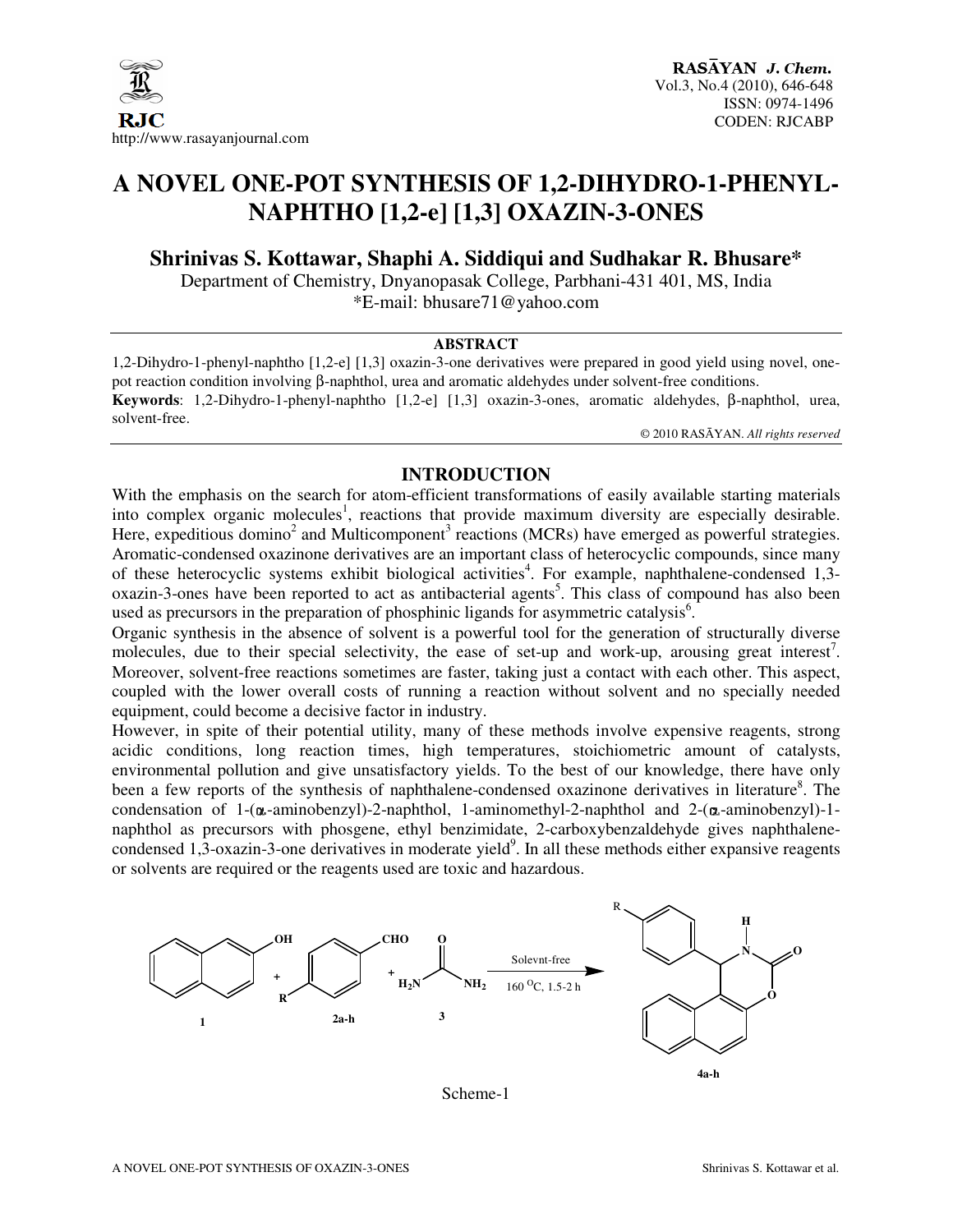# A NOVEL ONE-POT SYNTHESIS OF 1,2-DIHYDRO-1-PHENYL-NAPHTHO [1,2-e] [1,3] OXAZIN-3-ONES

**Shrinivas S. Kottawar, Shaphi A. Siddiqui and Sudhakar R. Bhusare***

Department of Chemistry, Dnyanopasak College, Parbhani-431 401, MS, India

*E-mail: bhusare71@yahoo.com

## ABSTRACT

1,2-Dihydro-1-phenyl-naphtho [1,2-e] [1,3] oxazin-3-one derivatives were prepared in good yield using novel, one-pot reaction condition involving β-naphthol, urea and aromatic aldehydes under solvent-free conditions.

**Keywords**: 1,2-Dihydro-1-phenyl-naphtho [1,2-e] [1,3] oxazin-3-ones, aromatic aldehydes, β-naphthol, urea, solvent-free.

© 2010 RASĀYAN. *All rights reserved*

## INTRODUCTION

With the emphasis on the search for atom-efficient transformations of easily available starting materials into complex organic molecules[1], reactions that provide maximum diversity are especially desirable. Here, expeditious domino[2] and Multicomponent[3] reactions (MCRs) have emerged as powerful strategies. Aromatic-condensed oxazinone derivatives are an important class of heterocyclic compounds, since many of these heterocyclic systems exhibit biological activities[4]. For example, naphthalene-condensed 1,3-oxazin-3-ones have been reported to act as antibacterial agents[5]. This class of compound has also been used as precursors in the preparation of phosphinic ligands for asymmetric catalysis[6].

Organic synthesis in the absence of solvent is a powerful tool for the generation of structurally diverse molecules, due to their special selectivity, the ease of set-up and work-up, arousing great interest[7]. Moreover, solvent-free reactions sometimes are faster, taking just a contact with each other. This aspect, coupled with the lower overall costs of running a reaction without solvent and no specially needed equipment, could become a decisive factor in industry.

However, in spite of their potential utility, many of these methods involve expensive reagents, strong acidic conditions, long reaction times, high temperatures, stoichiometric amount of catalysts, environmental pollution and give unsatisfactory yields. To the best of our knowledge, there have only been a few reports of the synthesis of naphthalene-condensed oxazinone derivatives in literature[8]. The condensation of 1-(α-aminobenzyl)-2-naphthol, 1-aminomethyl-2-naphthol and 2-(α-aminobenzyl)-1-naphthol as precursors with phosgene, ethyl benzimidate, 2-carboxybenzaldehyde gives naphthalene-condensed 1,3-oxazin-3-one derivatives in moderate yield[9]. In all these methods either expansive reagents or solvents are required or the reagents used are toxic and hazardous.

1 + 2a-h + 3 (Solevnt-free, 160 $^{O}$C, 1.5-2 h) → 4a-h

Scheme-1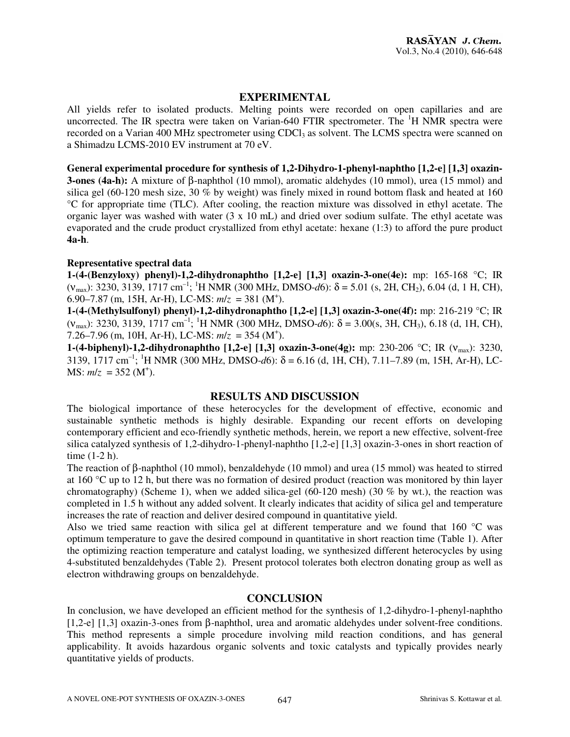## EXPERIMENTAL

All yields refer to isolated products. Melting points were recorded on open capillaries and are uncorrected. The IR spectra were taken on Varian-640 FTIR spectrometer. The $^{1}$H NMR spectra were recorded on a Varian 400 MHz spectrometer using $CDCl_3$ as solvent. The LCMS spectra were scanned on a Shimadzu LCMS-2010 EV instrument at 70 eV.

**General experimental procedure for synthesis of 1,2-Dihydro-1-phenyl-naphtho [1,2-e] [1,3] oxazin-3-ones (4a-h):** A mixture of β-naphthol (10 mmol), aromatic aldehydes (10 mmol), urea (15 mmol) and silica gel (60-120 mesh size, 30 % by weight) was finely mixed in round bottom flask and heated at 160 °C for appropriate time (TLC). After cooling, the reaction mixture was dissolved in ethyl acetate. The organic layer was washed with water (3 x 10 mL) and dried over sodium sulfate. The ethyl acetate was evaporated and the crude product crystallized from ethyl acetate: hexane (1:3) to afford the pure product **4a-h**.

### Representative spectral data

**1-(4-(Benzyloxy) phenyl)-1,2-dihydronaphtho [1,2-e] [1,3] oxazin-3-one(4e):** mp: 165-168 °C; IR ($\nu_{max}$): 3230, 3139, 1717 cm$^{-1}$; $^{1}$H NMR (300 MHz, DMSO-*d*6): δ = 5.01 (s, 2H, $CH_2$), 6.04 (d, 1 H, CH), 6.90–7.87 (m, 15H, Ar-H), LC-MS: $m/z$ = 381 ($M^+$).

**1-(4-(Methylsulfonyl) phenyl)-1,2-dihydronaphtho [1,2-e] [1,3] oxazin-3-one(4f):** mp: 216-219 °C; IR ($\nu_{max}$): 3230, 3139, 1717 cm$^{-1}$; $^{1}$H NMR (300 MHz, DMSO-*d*6): δ = 3.00(s, 3H, $CH_3$), 6.18 (d, 1H, CH), 7.26–7.96 (m, 10H, Ar-H), LC-MS: $m/z$ = 354 ($M^+$).

**1-(4-biphenyl)-1,2-dihydronaphtho [1,2-e] [1,3] oxazin-3-one(4g):** mp: 230-206 °C; IR ($\nu_{max}$): 3230, 3139, 1717 cm$^{-1}$; $^{1}$H NMR (300 MHz, DMSO-*d*6): δ = 6.16 (d, 1H, CH), 7.11–7.89 (m, 15H, Ar-H), LC-MS: $m/z$ = 352 ($M^+$).

## RESULTS AND DISCUSSION

The biological importance of these heterocycles for the development of effective, economic and sustainable synthetic methods is highly desirable. Expanding our recent efforts on developing contemporary efficient and eco-friendly synthetic methods, herein, we report a new effective, solvent-free silica catalyzed synthesis of 1,2-dihydro-1-phenyl-naphtho [1,2-e] [1,3] oxazin-3-ones in short reaction of time (1-2 h).

The reaction of β-naphthol (10 mmol), benzaldehyde (10 mmol) and urea (15 mmol) was heated to stirred at 160 °C up to 12 h, but there was no formation of desired product (reaction was monitored by thin layer chromatography) (Scheme 1), when we added silica-gel (60-120 mesh) (30 % by wt.), the reaction was completed in 1.5 h without any added solvent. It clearly indicates that acidity of silica gel and temperature increases the rate of reaction and deliver desired compound in quantitative yield.

Also we tried same reaction with silica gel at different temperature and we found that 160 °C was optimum temperature to gave the desired compound in quantitative in short reaction time (Table 1). After the optimizing reaction temperature and catalyst loading, we synthesized different heterocycles by using 4-substituted benzaldehydes (Table 2). Present protocol tolerates both electron donating group as well as electron withdrawing groups on benzaldehyde.

## CONCLUSION

In conclusion, we have developed an efficient method for the synthesis of 1,2-dihydro-1-phenyl-naphtho [1,2-e] [1,3] oxazin-3-ones from β-naphthol, urea and aromatic aldehydes under solvent-free conditions. This method represents a simple procedure involving mild reaction conditions, and has general applicability. It avoids hazardous organic solvents and toxic catalysts and typically provides nearly quantitative yields of products.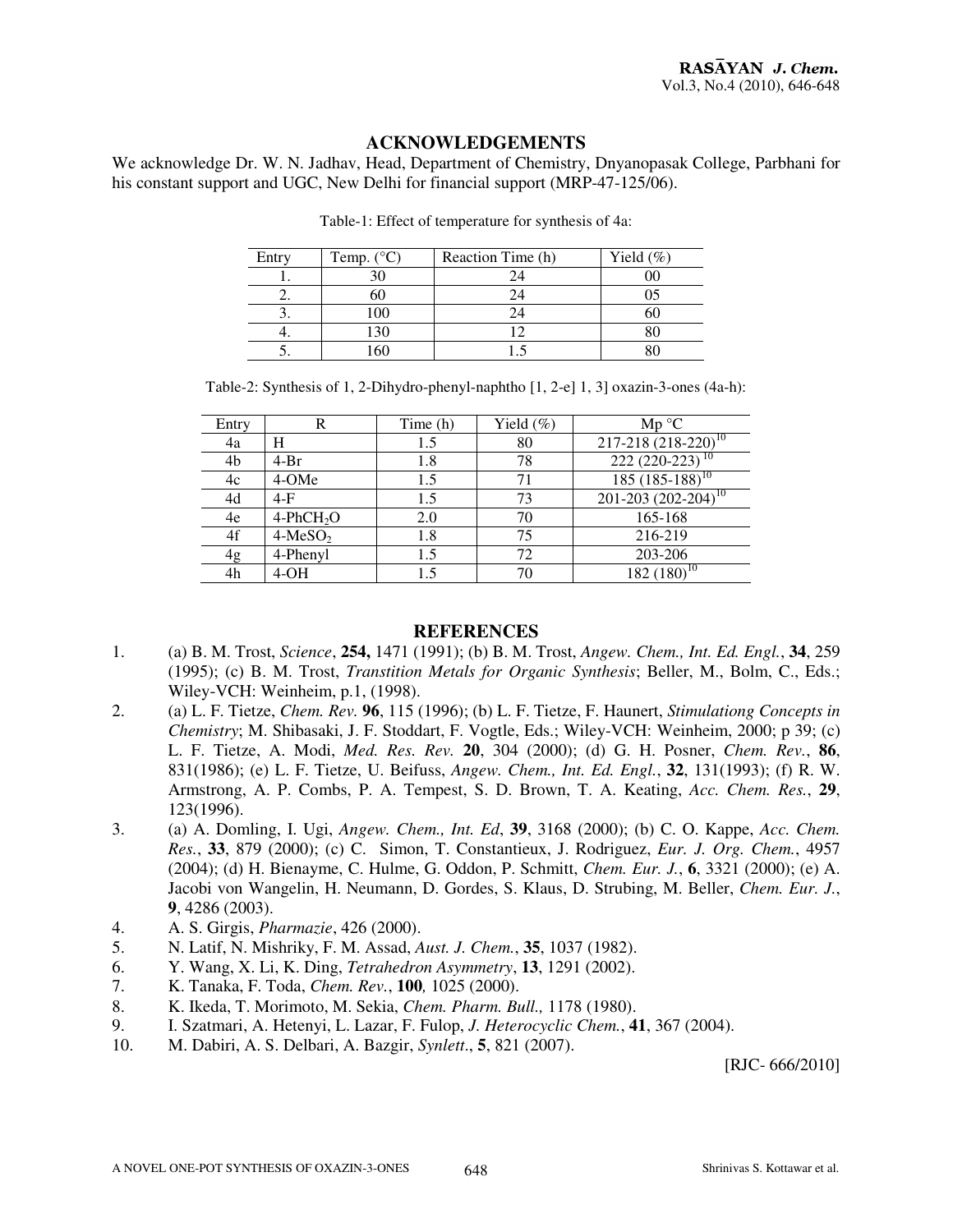## ACKNOWLEDGEMENTS

We acknowledge Dr. W. N. Jadhav, Head, Department of Chemistry, Dnyanopasak College, Parbhani for his constant support and UGC, New Delhi for financial support (MRP-47-125/06).

Table-1: Effect of temperature for synthesis of 4a:

| Entry | Temp. (°C) | Reaction Time (h) | Yield (%) |
|---|---|---|---|
| 1. | 30 | 24 | 00 |
| 2. | 60 | 24 | 05 |
| 3. | 100 | 24 | 60 |
| 4. | 130 | 12 | 80 |
| 5. | 160 | 1.5 | 80 |

Table-2: Synthesis of 1, 2-Dihydro-phenyl-naphtho [1, 2-e] 1, 3] oxazin-3-ones (4a-h):

| Entry | R | Time (h) | Yield (%) | Mp °C |
|---|---|---|---|---|
| 4a | H | 1.5 | 80 | 217-218 (218-220)[10] |
| 4b | 4-Br | 1.8 | 78 | 222 (220-223)[10] |
| 4c | 4-OMe | 1.5 | 71 | 185 (185-188)[10] |
| 4d | 4-F | 1.5 | 73 | 201-203 (202-204)[10] |
| 4e | 4-Ph$CH_2$O | 2.0 | 70 | 165-168 |
| 4f | 4-Me$SO_2$ | 1.8 | 75 | 216-219 |
| 4g | 4-Phenyl | 1.5 | 72 | 203-206 |
| 4h | 4-OH | 1.5 | 70 | 182 (180)[10] |

## REFERENCES

1. (a) B. M. Trost, *Science*, **254,** 1471 (1991); (b) B. M. Trost, *Angew. Chem., Int. Ed. Engl.*, **34**, 259 (1995); (c) B. M. Trost, *Transtition Metals for Organic Synthesis*; Beller, M., Bolm, C., Eds.; Wiley-VCH: Weinheim, p.1, (1998).
2. (a) L. F. Tietze, *Chem. Rev.* **96**, 115 (1996); (b) L. F. Tietze, F. Haunert, *Stimulationg Concepts in Chemistry*; M. Shibasaki, J. F. Stoddart, F. Vogtle, Eds.; Wiley-VCH: Weinheim, 2000; p 39; (c) L. F. Tietze, A. Modi, *Med. Res. Rev.* **20**, 304 (2000); (d) G. H. Posner, *Chem. Rev.*, **86**, 831(1986); (e) L. F. Tietze, U. Beifuss, *Angew. Chem., Int. Ed. Engl.*, **32**, 131(1993); (f) R. W. Armstrong, A. P. Combs, P. A. Tempest, S. D. Brown, T. A. Keating, *Acc. Chem. Res.*, **29**, 123(1996).
3. (a) A. Domling, I. Ugi, *Angew. Chem., Int. Ed*, **39**, 3168 (2000); (b) C. O. Kappe, *Acc. Chem. Res.*, **33**, 879 (2000); (c) C. Simon, T. Constantieux, J. Rodriguez, *Eur. J. Org. Chem.*, 4957 (2004); (d) H. Bienayme, C. Hulme, G. Oddon, P. Schmitt, *Chem. Eur. J.*, **6**, 3321 (2000); (e) A. Jacobi von Wangelin, H. Neumann, D. Gordes, S. Klaus, D. Strubing, M. Beller, *Chem. Eur. J.*, **9**, 4286 (2003).
4. A. S. Girgis, *Pharmazie*, 426 (2000).
5. N. Latif, N. Mishriky, F. M. Assad, *Aust. J. Chem.*, **35**, 1037 (1982).
6. Y. Wang, X. Li, K. Ding, *Tetrahedron Asymmetry*, **13**, 1291 (2002).
7. K. Tanaka, F. Toda, *Chem. Rev.*, **100***,* 1025 (2000).
8. K. Ikeda, T. Morimoto, M. Sekia, *Chem. Pharm. Bull.,* 1178 (1980).
9. I. Szatmari, A. Hetenyi, L. Lazar, F. Fulop, *J. Heterocyclic Chem.*, **41**, 367 (2004).
10. M. Dabiri, A. S. Delbari, A. Bazgir, *Synlett*., **5**, 821 (2007).

[RJC- 666/2010]